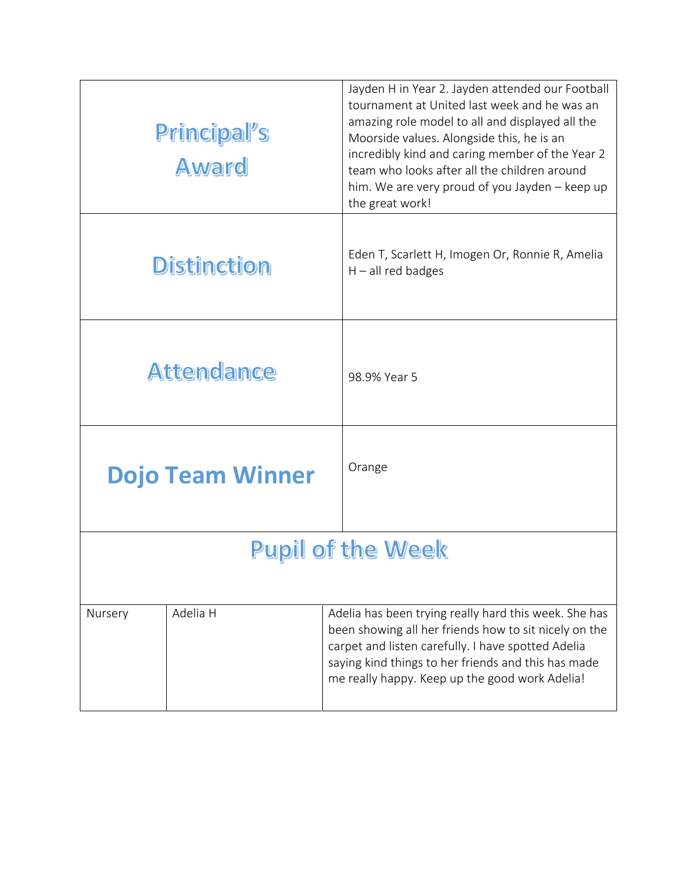| Principal's Award | Jayden H in Year 2. Jayden attended our Football tournament at United last week and he was an amazing role model to all and displayed all the Moorside values. Alongside this, he is an incredibly kind and caring member of the Year 2 team who looks after all the children around him. We are very proud of you Jayden – keep up the great work! |
|---|---|
| Distinction | Eden T, Scarlett H, Imogen Or, Ronnie R, Amelia H – all red badges |
| Attendance | 98.9% Year 5 |
| Dojo Team Winner | Orange |

## Pupil of the Week

| Class | Pupil | Comment |
|---|---|---|
| Nursery | Adelia H | Adelia has been trying really hard this week. She has been showing all her friends how to sit nicely on the carpet and listen carefully. I have spotted Adelia saying kind things to her friends and this has made me really happy. Keep up the good work Adelia! |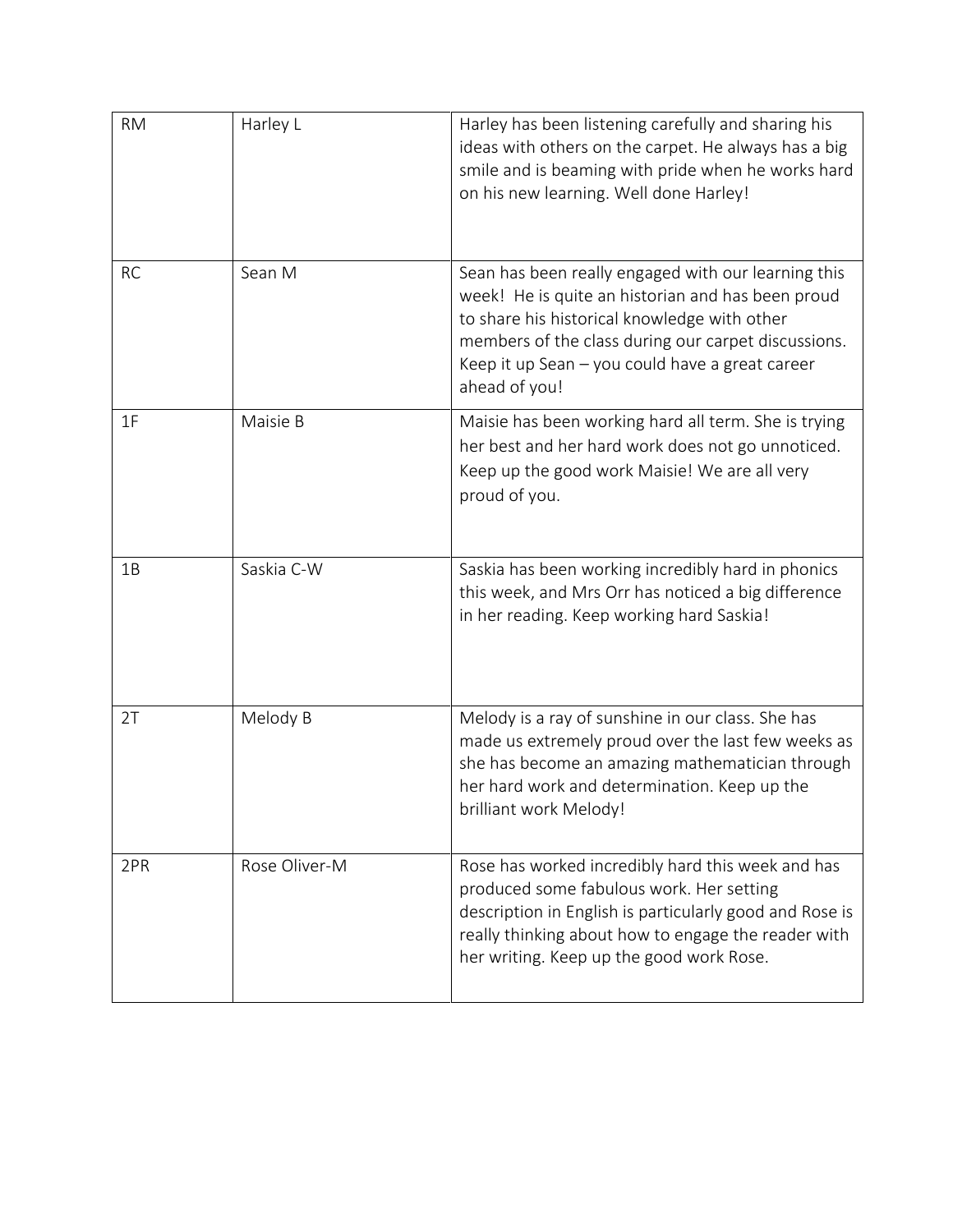| RM | Harley L | Harley has been listening carefully and sharing his ideas with others on the carpet. He always has a big smile and is beaming with pride when he works hard on his new learning. Well done Harley! |
|---|---|---|
| RC | Sean M | Sean has been really engaged with our learning this week! He is quite an historian and has been proud to share his historical knowledge with other members of the class during our carpet discussions. Keep it up Sean – you could have a great career ahead of you! |
| 1F | Maisie B | Maisie has been working hard all term. She is trying her best and her hard work does not go unnoticed. Keep up the good work Maisie! We are all very proud of you. |
| 1B | Saskia C-W | Saskia has been working incredibly hard in phonics this week, and Mrs Orr has noticed a big difference in her reading. Keep working hard Saskia! |
| 2T | Melody B | Melody is a ray of sunshine in our class. She has made us extremely proud over the last few weeks as she has become an amazing mathematician through her hard work and determination. Keep up the brilliant work Melody! |
| 2PR | Rose Oliver-M | Rose has worked incredibly hard this week and has produced some fabulous work. Her setting description in English is particularly good and Rose is really thinking about how to engage the reader with her writing. Keep up the good work Rose. |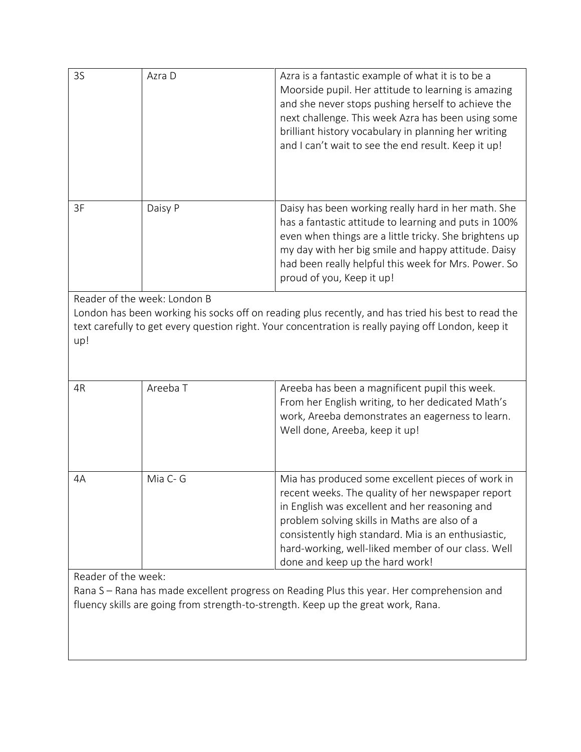| | | |
|---|---|---|
| 3S | Azra D | Azra is a fantastic example of what it is to be a Moorside pupil. Her attitude to learning is amazing and she never stops pushing herself to achieve the next challenge. This week Azra has been using some brilliant history vocabulary in planning her writing and I can't wait to see the end result. Keep it up! |
| 3F | Daisy P | Daisy has been working really hard in her math. She has a fantastic attitude to learning and puts in 100% even when things are a little tricky. She brightens up my day with her big smile and happy attitude. Daisy had been really helpful this week for Mrs. Power. So proud of you, Keep it up! |

Reader of the week: London B
London has been working his socks off on reading plus recently, and has tried his best to read the text carefully to get every question right. Your concentration is really paying off London, keep it up!

| | | |
|---|---|---|
| 4R | Areeba T | Areeba has been a magnificent pupil this week. From her English writing, to her dedicated Math's work, Areeba demonstrates an eagerness to learn. Well done, Areeba, keep it up! |
| 4A | Mia C- G | Mia has produced some excellent pieces of work in recent weeks. The quality of her newspaper report in English was excellent and her reasoning and problem solving skills in Maths are also of a consistently high standard. Mia is an enthusiastic, hard-working, well-liked member of our class. Well done and keep up the hard work! |

Reader of the week:
Rana S – Rana has made excellent progress on Reading Plus this year. Her comprehension and fluency skills are going from strength-to-strength. Keep up the great work, Rana.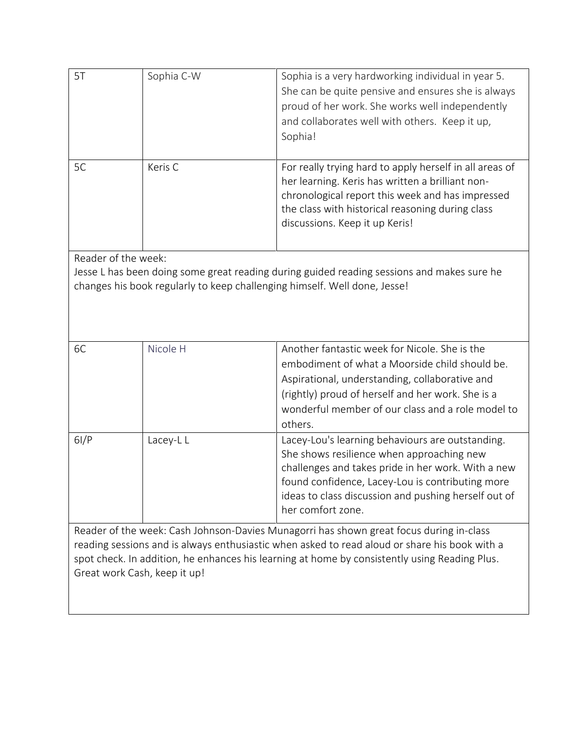| | | |
|---|---|---|
| 5T | Sophia C-W | Sophia is a very hardworking individual in year 5. She can be quite pensive and ensures she is always proud of her work. She works well independently and collaborates well with others. Keep it up, Sophia! |
| 5C | Keris C | For really trying hard to apply herself in all areas of her learning. Keris has written a brilliant non-chronological report this week and has impressed the class with historical reasoning during class discussions. Keep it up Keris! |
| Reader of the week: Jesse L has been doing some great reading during guided reading sessions and makes sure he changes his book regularly to keep challenging himself. Well done, Jesse! | | |
| 6C | Nicole H | Another fantastic week for Nicole. She is the embodiment of what a Moorside child should be. Aspirational, understanding, collaborative and (rightly) proud of herself and her work. She is a wonderful member of our class and a role model to others. |
| 6I/P | Lacey-L L | Lacey-Lou's learning behaviours are outstanding. She shows resilience when approaching new challenges and takes pride in her work. With a new found confidence, Lacey-Lou is contributing more ideas to class discussion and pushing herself out of her comfort zone. |
| Reader of the week: Cash Johnson-Davies Munagorri has shown great focus during in-class reading sessions and is always enthusiastic when asked to read aloud or share his book with a spot check. In addition, he enhances his learning at home by consistently using Reading Plus. Great work Cash, keep it up! | | |